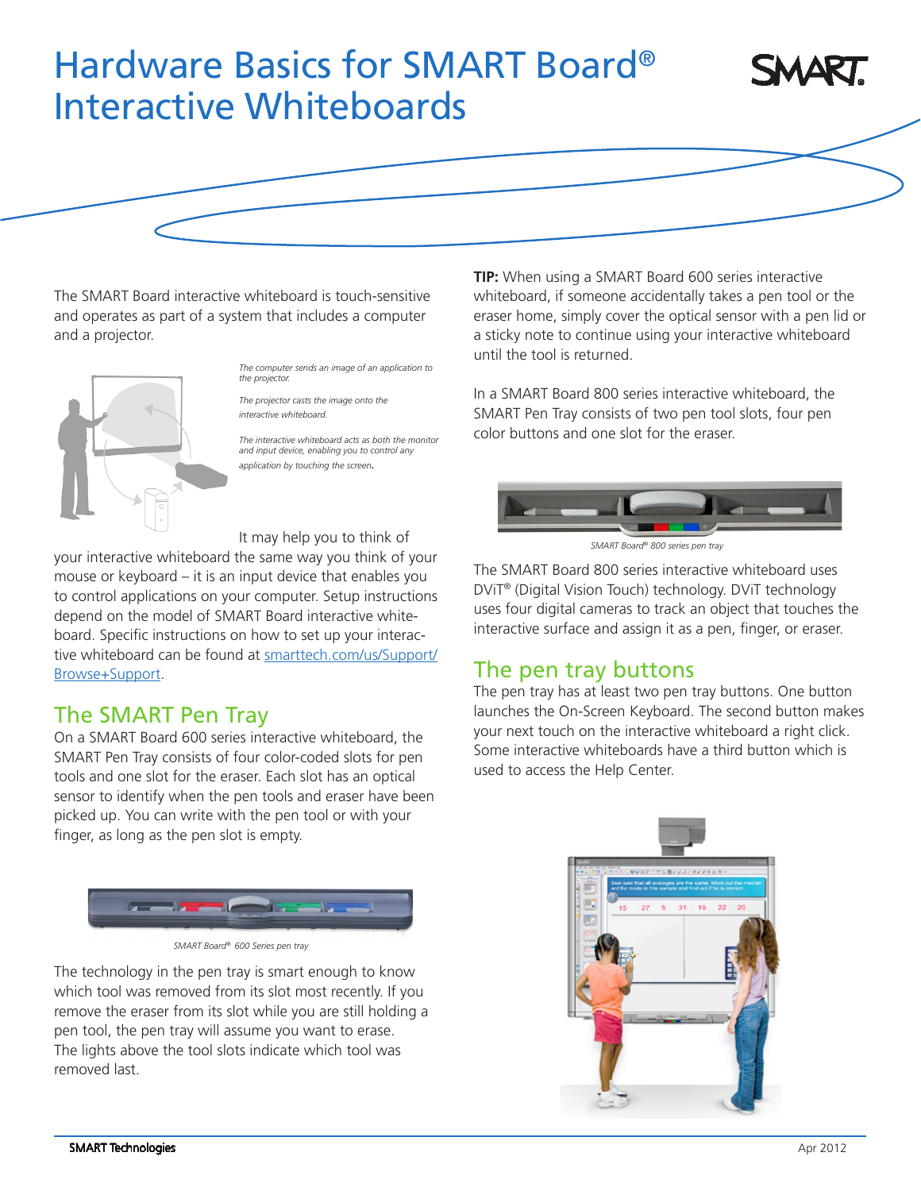# Hardware Basics for SMART Board® Interactive Whiteboards

The SMART Board interactive whiteboard is touch-sensitive and operates as part of a system that includes a computer and a projector.

*The computer sends an image of an application to the projector.*

*The projector casts the image onto the interactive whiteboard.*

*The interactive whiteboard acts as both the monitor and input device, enabling you to control any application by touching the screen.*

It may help you to think of your interactive whiteboard the same way you think of your mouse or keyboard – it is an input device that enables you to control applications on your computer. Setup instructions depend on the model of SMART Board interactive whiteboard. Specific instructions on how to set up your interactive whiteboard can be found at [smarttech.com/us/Support/Browse+Support](smarttech.com/us/Support/Browse+Support).

## The SMART Pen Tray

On a SMART Board 600 series interactive whiteboard, the SMART Pen Tray consists of four color-coded slots for pen tools and one slot for the eraser. Each slot has an optical sensor to identify when the pen tools and eraser have been picked up. You can write with the pen tool or with your finger, as long as the pen slot is empty.

*SMART Board® 600 Series pen tray*

The technology in the pen tray is smart enough to know which tool was removed from its slot most recently. If you remove the eraser from its slot while you are still holding a pen tool, the pen tray will assume you want to erase. The lights above the tool slots indicate which tool was removed last.

**TIP:** When using a SMART Board 600 series interactive whiteboard, if someone accidentally takes a pen tool or the eraser home, simply cover the optical sensor with a pen lid or a sticky note to continue using your interactive whiteboard until the tool is returned.

In a SMART Board 800 series interactive whiteboard, the SMART Pen Tray consists of two pen tool slots, four pen color buttons and one slot for the eraser.

*SMART Board® 800 series pen tray*

The SMART Board 800 series interactive whiteboard uses DViT® (Digital Vision Touch) technology. DViT technology uses four digital cameras to track an object that touches the interactive surface and assign it as a pen, finger, or eraser.

## The pen tray buttons

The pen tray has at least two pen tray buttons. One button launches the On-Screen Keyboard. The second button makes your next touch on the interactive whiteboard a right click. Some interactive whiteboards have a third button which is used to access the Help Center.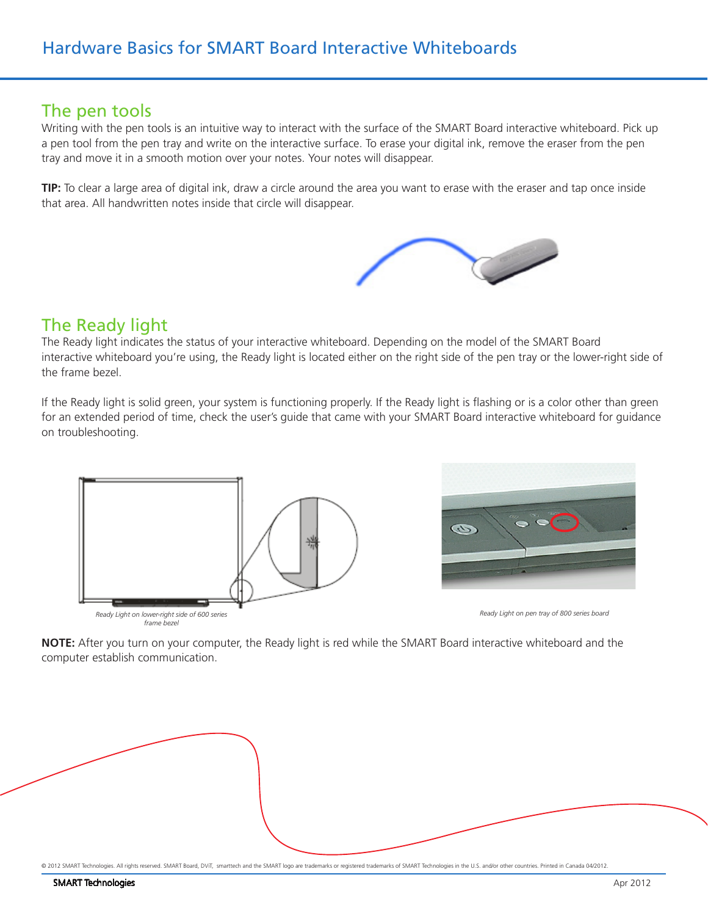# Hardware Basics for SMART Board Interactive Whiteboards

## The pen tools

Writing with the pen tools is an intuitive way to interact with the surface of the SMART Board interactive whiteboard. Pick up a pen tool from the pen tray and write on the interactive surface. To erase your digital ink, remove the eraser from the pen tray and move it in a smooth motion over your notes. Your notes will disappear.

**TIP:** To clear a large area of digital ink, draw a circle around the area you want to erase with the eraser and tap once inside that area. All handwritten notes inside that circle will disappear.

## The Ready light

The Ready light indicates the status of your interactive whiteboard. Depending on the model of the SMART Board interactive whiteboard you're using, the Ready light is located either on the right side of the pen tray or the lower-right side of the frame bezel.

If the Ready light is solid green, your system is functioning properly. If the Ready light is flashing or is a color other than green for an extended period of time, check the user's guide that came with your SMART Board interactive whiteboard for guidance on troubleshooting.

*Ready Light on lower-right side of 600 series frame bezel*

*Ready Light on pen tray of 800 series board*

**NOTE:** After you turn on your computer, the Ready light is red while the SMART Board interactive whiteboard and the computer establish communication.

© 2012 SMART Technologies. All rights reserved. SMART Board, DViT, smarttech and the SMART logo are trademarks or registered trademarks of SMART Technologies in the U.S. and/or other countries. Printed in Canada 04/2012.